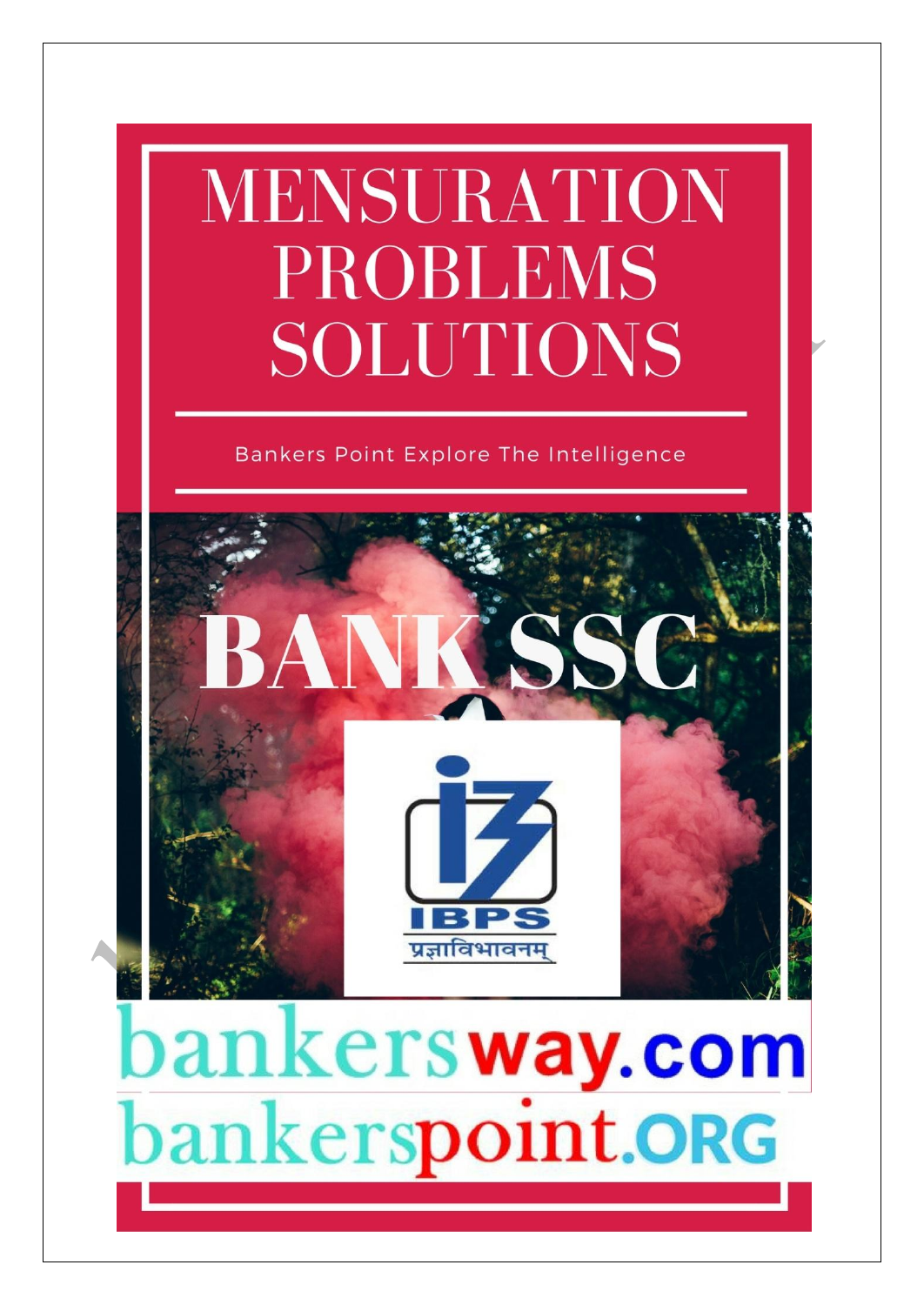# MENSURATION PROBLEMS SOLUTIONS

Bankers Point Explore The Intelligence

BANK SSC

IBPS

प्रज्ञाविभावनम्

bankersway.com

bankerspoint.ORG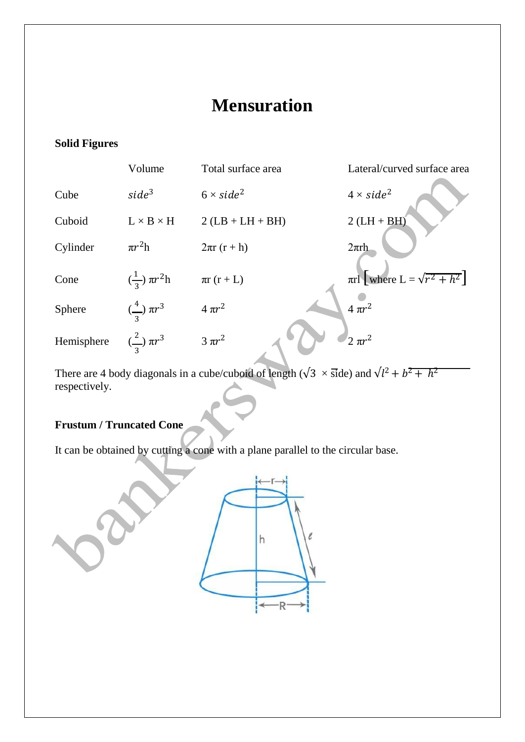# Mensuration

**Solid Figures**

| | Volume | Total surface area | Lateral/curved surface area |
|---|---|---|---|
| Cube | $side^3$ | $6 \times side^2$ | $4 \times side^2$ |
| Cuboid | L × B × H | 2 (LB + LH + BH) | 2 (LH + BH) |
| Cylinder | $\pi r^2 h$ | $2\pi r (r + h)$ | $2\pi rh$ |
| Cone | $(\frac{1}{3}) \pi r^2 h$ | $\pi r (r + L)$ | $\pi rl$ [where $L = \sqrt{r^2 + h^2}$] |
| Sphere | $(\frac{4}{3}) \pi r^3$ | $4 \pi r^2$ | $4 \pi r^2$ |
| Hemisphere | $(\frac{2}{3}) \pi r^3$ | $3 \pi r^2$ | $2 \pi r^2$ |

There are 4 body diagonals in a cube/cuboid of length ($\sqrt{3} \times$ side) and $\sqrt{l^2 + b^2 + h^2}$ respectively.

**Frustum / Truncated Cone**

It can be obtained by cutting a cone with a plane parallel to the circular base.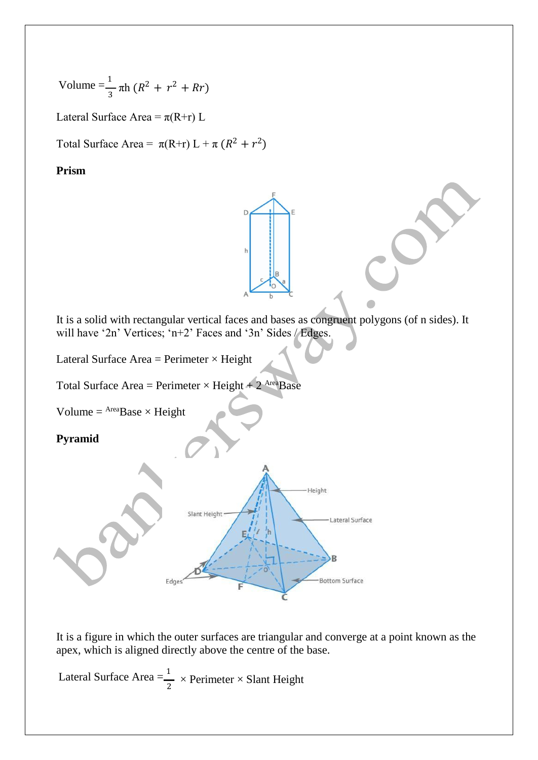Volume $= \frac{1}{3}\pi h\,(R^2 + r^2 + Rr)$

Lateral Surface Area = $\pi(R+r)\,L$

Total Surface Area = $\pi(R+r)\,L + \pi\,(R^2 + r^2)$

**Prism**

It is a solid with rectangular vertical faces and bases as congruent polygons (of n sides). It will have '2n' Vertices; 'n+2' Faces and '3n' Sides / Edges.

Lateral Surface Area = Perimeter × Height

Total Surface Area = Perimeter × Height + 2 $^{Area}$Base

Volume = $^{Area}$Base × Height

**Pyramid**

It is a figure in which the outer surfaces are triangular and converge at a point known as the apex, which is aligned directly above the centre of the base.

Lateral Surface Area $= \frac{1}{2}$ × Perimeter × Slant Height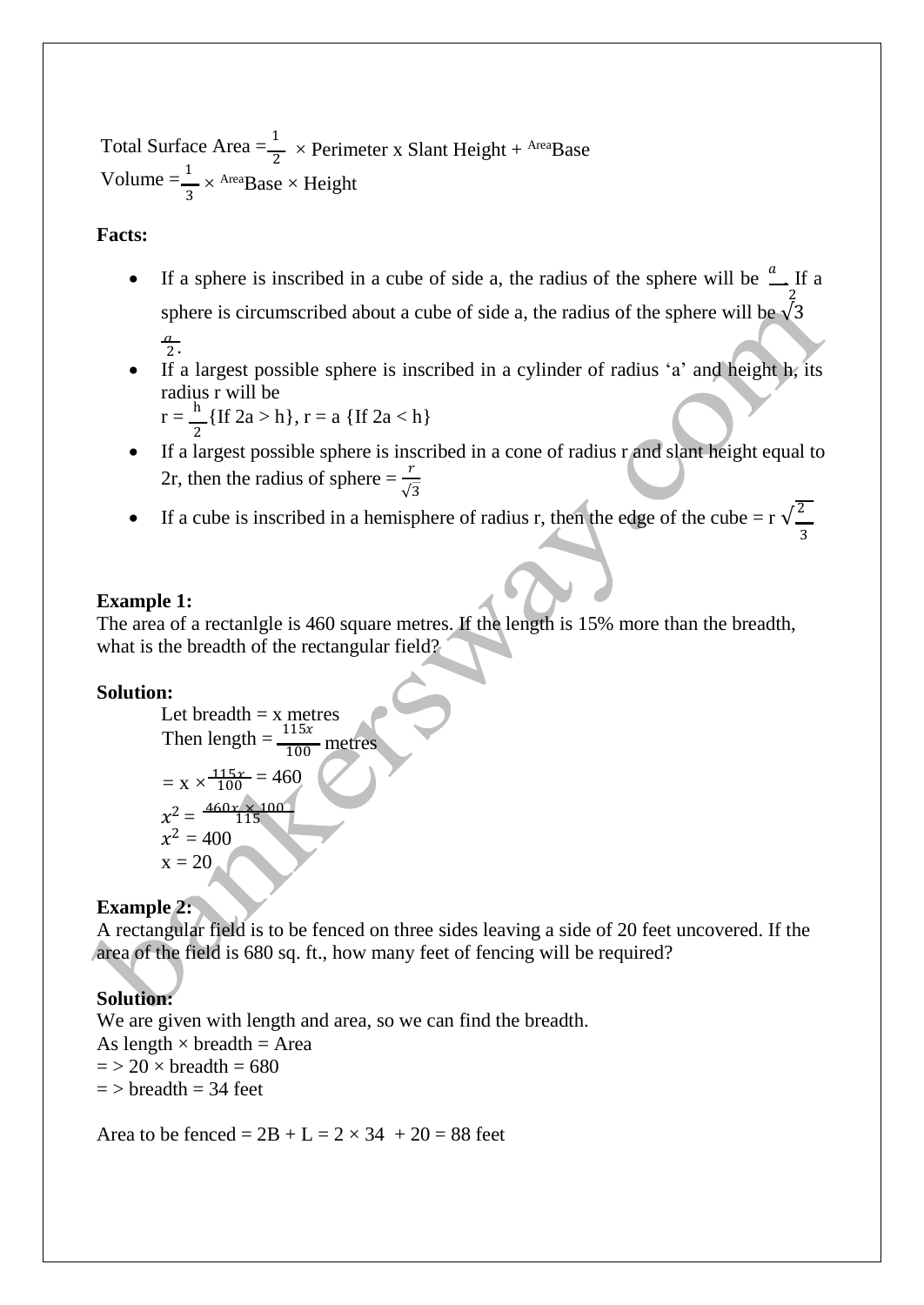Total Surface Area = $\frac{1}{2}$ × Perimeter x Slant Height + $^{Area}$Base

Volume = $\frac{1}{3}$ × $^{Area}$Base × Height

**Facts:**

- If a sphere is inscribed in a cube of side a, the radius of the sphere will be $\frac{a}{2}$. If a sphere is circumscribed about a cube of side a, the radius of the sphere will be $\sqrt{3}\frac{a}{2}$.
- If a largest possible sphere is inscribed in a cylinder of radius 'a' and height h, its radius r will be
  r = $\frac{h}{2}$ {If 2a > h}, r = a {If 2a < h}
- If a largest possible sphere is inscribed in a cone of radius r and slant height equal to 2r, then the radius of sphere = $\frac{r}{\sqrt{3}}$
- If a cube is inscribed in a hemisphere of radius r, then the edge of the cube = r $\sqrt{\frac{2}{3}}$

**Example 1:**
The area of a rectanlgle is 460 square metres. If the length is 15% more than the breadth, what is the breadth of the rectangular field?

**Solution:**

Let breadth = x metres

Then length = $\frac{115x}{100}$ metres

= x × $\frac{115x}{100}$ = 460

$x^2 = \frac{460x \times 100}{115}$

$x^2$ = 400

x = 20

**Example 2:**
A rectangular field is to be fenced on three sides leaving a side of 20 feet uncovered. If the area of the field is 680 sq. ft., how many feet of fencing will be required?

**Solution:**
We are given with length and area, so we can find the breadth.
As length × breadth = Area
= > 20 × breadth = 680
= > breadth = 34 feet

Area to be fenced = 2B + L = 2 × 34 + 20 = 88 feet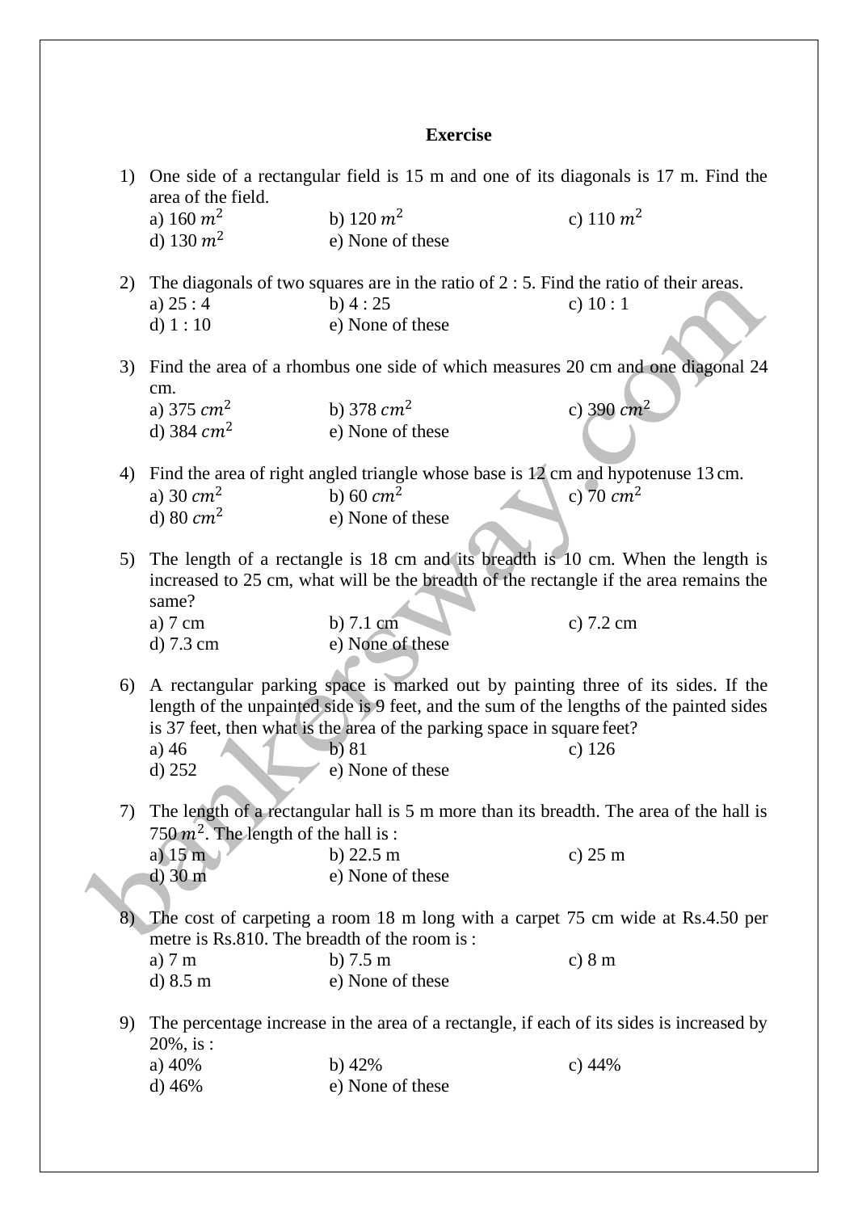**Exercise**

1) One side of a rectangular field is 15 m and one of its diagonals is 17 m. Find the area of the field.
   a) 160 $m^2$ b) 120 $m^2$ c) 110 $m^2$
   d) 130 $m^2$ e) None of these

2) The diagonals of two squares are in the ratio of 2 : 5. Find the ratio of their areas.
   a) 25 : 4 b) 4 : 25 c) 10 : 1
   d) 1 : 10 e) None of these

3) Find the area of a rhombus one side of which measures 20 cm and one diagonal 24 cm.
   a) 375 $cm^2$ b) 378 $cm^2$ c) 390 $cm^2$
   d) 384 $cm^2$ e) None of these

4) Find the area of right angled triangle whose base is 12 cm and hypotenuse 13 cm.
   a) 30 $cm^2$ b) 60 $cm^2$ c) 70 $cm^2$
   d) 80 $cm^2$ e) None of these

5) The length of a rectangle is 18 cm and its breadth is 10 cm. When the length is increased to 25 cm, what will be the breadth of the rectangle if the area remains the same?
   a) 7 cm b) 7.1 cm c) 7.2 cm
   d) 7.3 cm e) None of these

6) A rectangular parking space is marked out by painting three of its sides. If the length of the unpainted side is 9 feet, and the sum of the lengths of the painted sides is 37 feet, then what is the area of the parking space in square feet?
   a) 46 b) 81 c) 126
   d) 252 e) None of these

7) The length of a rectangular hall is 5 m more than its breadth. The area of the hall is 750 $m^2$. The length of the hall is :
   a) 15 m b) 22.5 m c) 25 m
   d) 30 m e) None of these

8) The cost of carpeting a room 18 m long with a carpet 75 cm wide at Rs.4.50 per metre is Rs.810. The breadth of the room is :
   a) 7 m b) 7.5 m c) 8 m
   d) 8.5 m e) None of these

9) The percentage increase in the area of a rectangle, if each of its sides is increased by 20%, is :
   a) 40% b) 42% c) 44%
   d) 46% e) None of these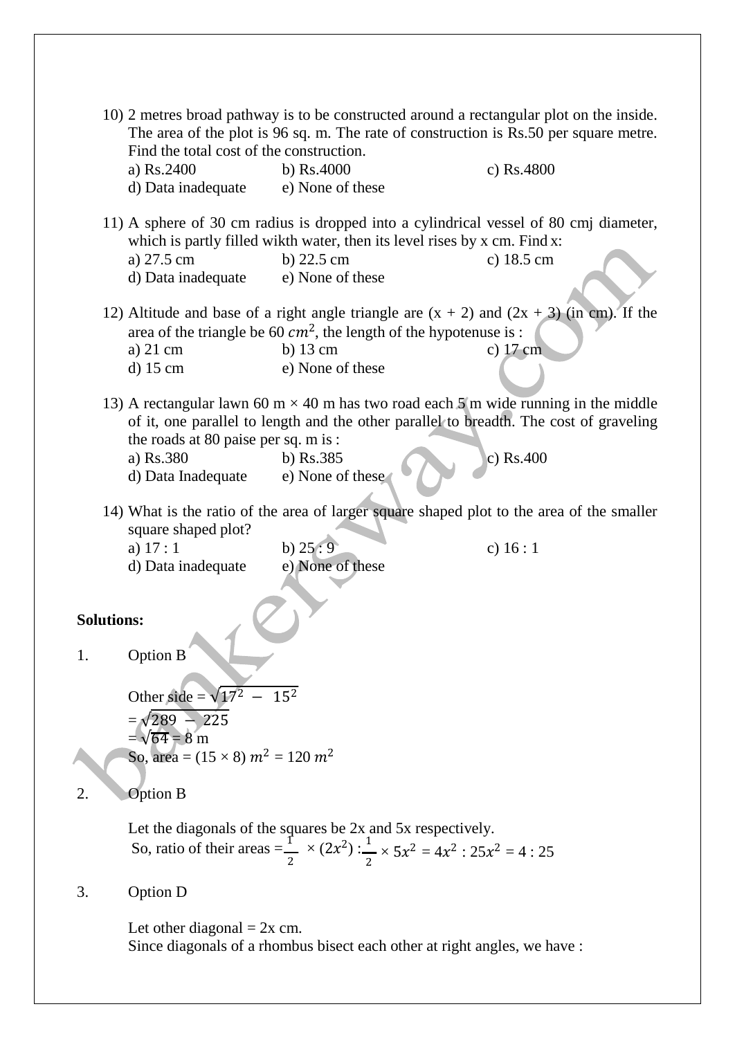10) 2 metres broad pathway is to be constructed around a rectangular plot on the inside. The area of the plot is 96 sq. m. The rate of construction is Rs.50 per square metre. Find the total cost of the construction.

a) Rs.2400 b) Rs.4000 c) Rs.4800
d) Data inadequate e) None of these

11) A sphere of 30 cm radius is dropped into a cylindrical vessel of 80 cmj diameter, which is partly filled wikth water, then its level rises by x cm. Find x:

a) 27.5 cm b) 22.5 cm c) 18.5 cm
d) Data inadequate e) None of these

12) Altitude and base of a right angle triangle are (x + 2) and (2x + 3) (in cm). If the area of the triangle be 60 $cm^2$, the length of the hypotenuse is :

a) 21 cm b) 13 cm c) 17 cm
d) 15 cm e) None of these

13) A rectangular lawn 60 m × 40 m has two road each 5 m wide running in the middle of it, one parallel to length and the other parallel to breadth. The cost of graveling the roads at 80 paise per sq. m is :

a) Rs.380 b) Rs.385 c) Rs.400
d) Data Inadequate e) None of these

14) What is the ratio of the area of larger square shaped plot to the area of the smaller square shaped plot?

a) 17 : 1 b) 25 : 9 c) 16 : 1
d) Data inadequate e) None of these

**Solutions:**

1. Option B

Other side = $\sqrt{17^2 - 15^2}$
= $\sqrt{289 - 225}$
= $\sqrt{64}$ = 8 m
So, area = (15 × 8) $m^2$ = 120 $m^2$

2. Option B

Let the diagonals of the squares be 2x and 5x respectively.
So, ratio of their areas = $\frac{1}{2} \times (2x^2) : \frac{1}{2} \times 5x^2 = 4x^2 : 25x^2$ = 4 : 25

3. Option D

Let other diagonal = 2x cm.
Since diagonals of a rhombus bisect each other at right angles, we have :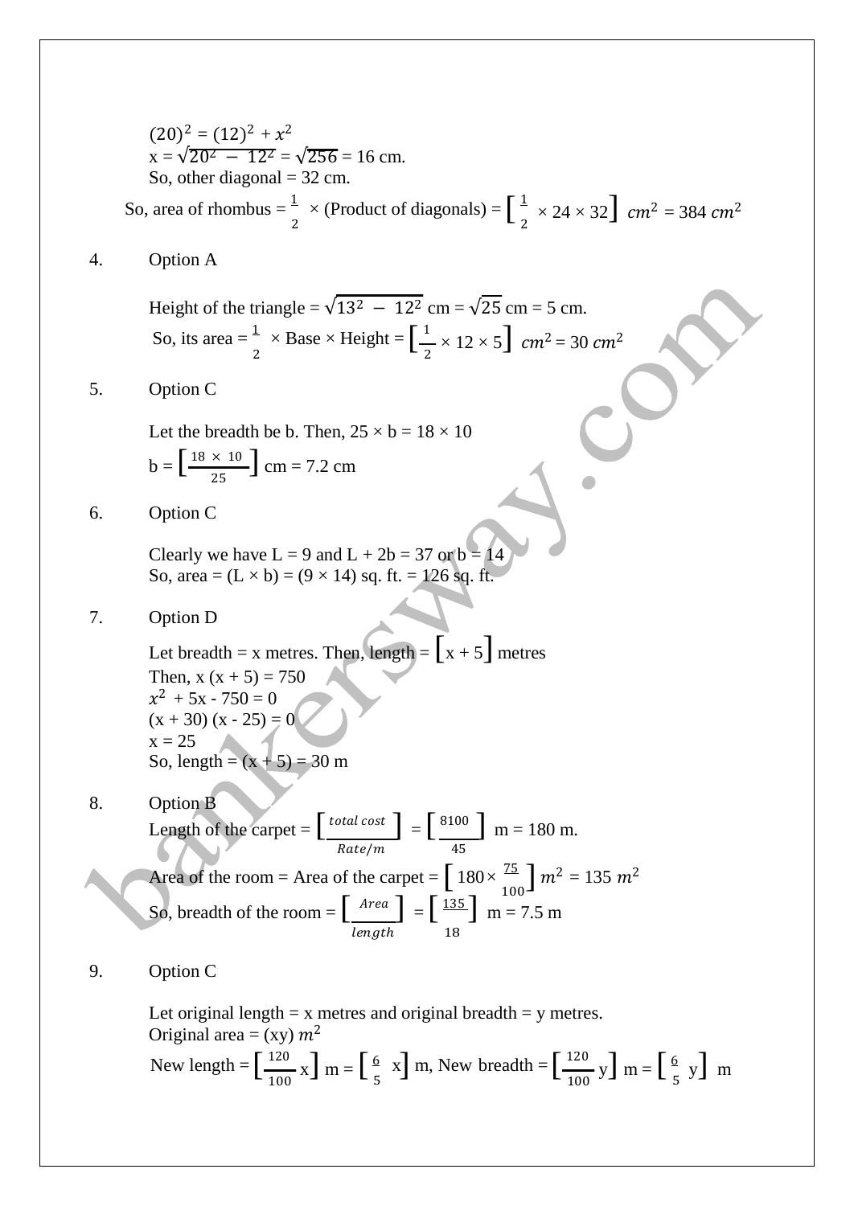$(20)^2 = (12)^2 + x^2$
$x = \sqrt{20^2 - 12^2} = \sqrt{256} = 16$ cm.
So, other diagonal = 32 cm.

So, area of rhombus = $\frac{1}{2}$ × (Product of diagonals) = $\left[\frac{1}{2} \times 24 \times 32\right] cm^2 = 384\ cm^2$

4. Option A

Height of the triangle = $\sqrt{13^2 - 12^2}$ cm = $\sqrt{25}$ cm = 5 cm.
So, its area = $\frac{1}{2}$ × Base × Height = $\left[\frac{1}{2} \times 12 \times 5\right] cm^2 = 30\ cm^2$

5. Option C

Let the breadth be b. Then, 25 × b = 18 × 10
b = $\left[\frac{18 \times 10}{25}\right]$ cm = 7.2 cm

6. Option C

Clearly we have L = 9 and L + 2b = 37 or b = 14
So, area = (L × b) = (9 × 14) sq. ft. = 126 sq. ft.

7. Option D

Let breadth = x metres. Then, length = $[x + 5]$ metres
Then, x (x + 5) = 750
$x^2 + 5x - 750 = 0$
(x + 30) (x - 25) = 0
x = 25
So, length = (x + 5) = 30 m

8. Option B
Length of the carpet = $\left[\frac{total\ cost}{Rate/m}\right] = \left[\frac{8100}{45}\right]$ m = 180 m.
Area of the room = Area of the carpet = $\left[180 \times \frac{75}{100}\right] m^2 = 135\ m^2$
So, breadth of the room = $\left[\frac{Area}{length}\right] = \left[\frac{135}{18}\right]$ m = 7.5 m

9. Option C

Let original length = x metres and original breadth = y metres.
Original area = $(xy)\ m^2$
New length = $\left[\frac{120}{100} x\right]$ m = $\left[\frac{6}{5} x\right]$ m, New breadth = $\left[\frac{120}{100} y\right]$ m = $\left[\frac{6}{5} y\right]$ m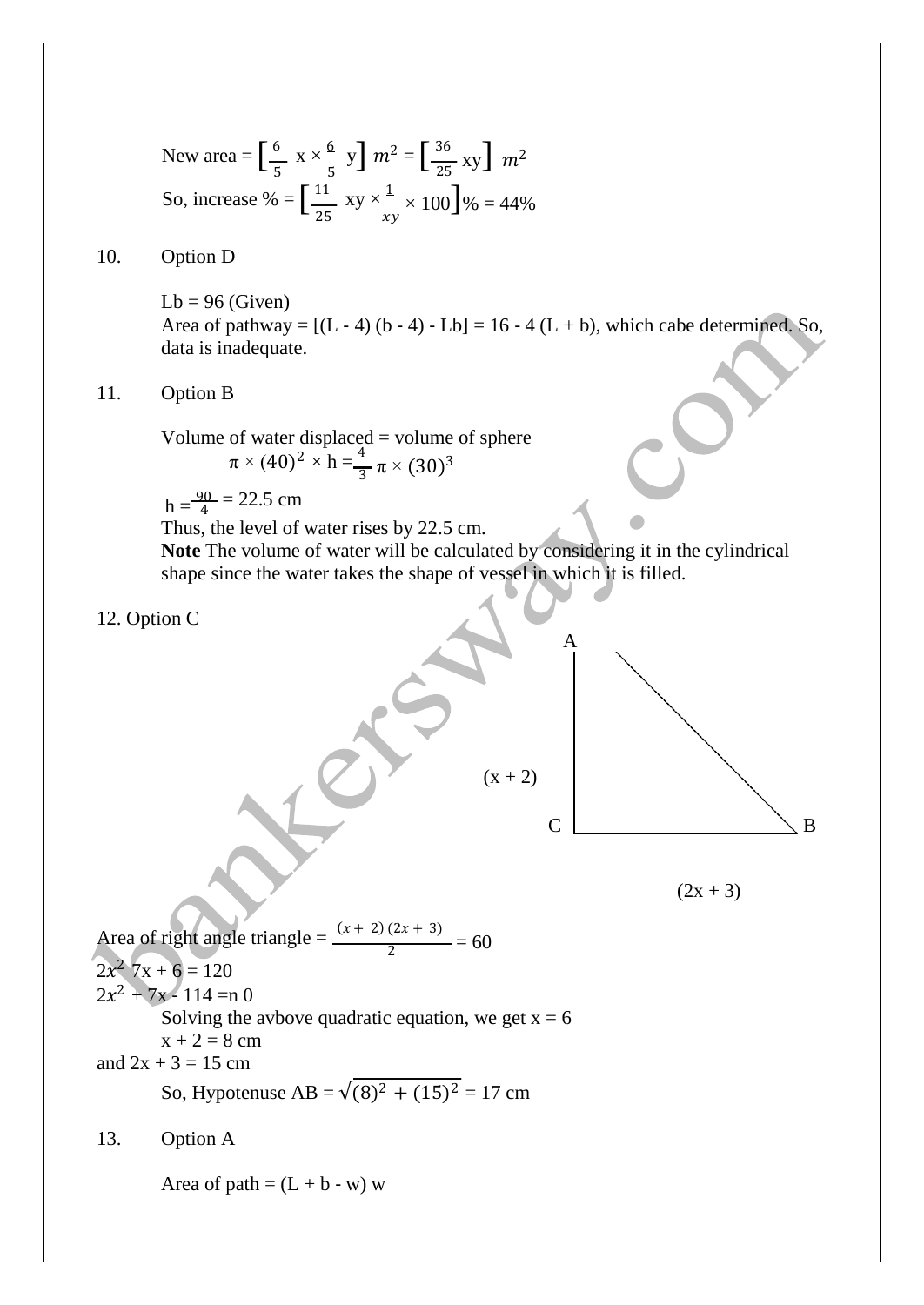New area = $\left[\frac{6}{5}\ x \times \frac{6}{5}\ y\right] m^2 = \left[\frac{36}{25}\ xy\right]\ m^2$

So, increase % = $\left[\frac{11}{25}\ xy \times \frac{1}{xy} \times 100\right]$% = 44%

10. Option D

Lb = 96 (Given)

Area of pathway = [(L - 4) (b - 4) - Lb] = 16 - 4 (L + b), which cabe determined. So, data is inadequate.

11. Option B

Volume of water displaced = volume of sphere

$$\pi \times (40)^2 \times h = \frac{4}{3}\pi \times (30)^3$$

$h = \frac{90}{4} = 22.5$ cm

Thus, the level of water rises by 22.5 cm.

**Note** The volume of water will be calculated by considering it in the cylindrical shape since the water takes the shape of vessel in which it is filled.

12. Option C

A

(x + 2)

C B

(2x + 3)

Area of right angle triangle = $\frac{(x + 2)(2x + 3)}{2} = 60$

$2x^2$ 7x + 6 = 120

$2x^2$ + 7x - 114 =n 0

Solving the avbove quadratic equation, we get x = 6

x + 2 = 8 cm

and 2x + 3 = 15 cm

So, Hypotenuse AB = $\sqrt{(8)^2 + (15)^2}$ = 17 cm

13. Option A

Area of path = (L + b - w) w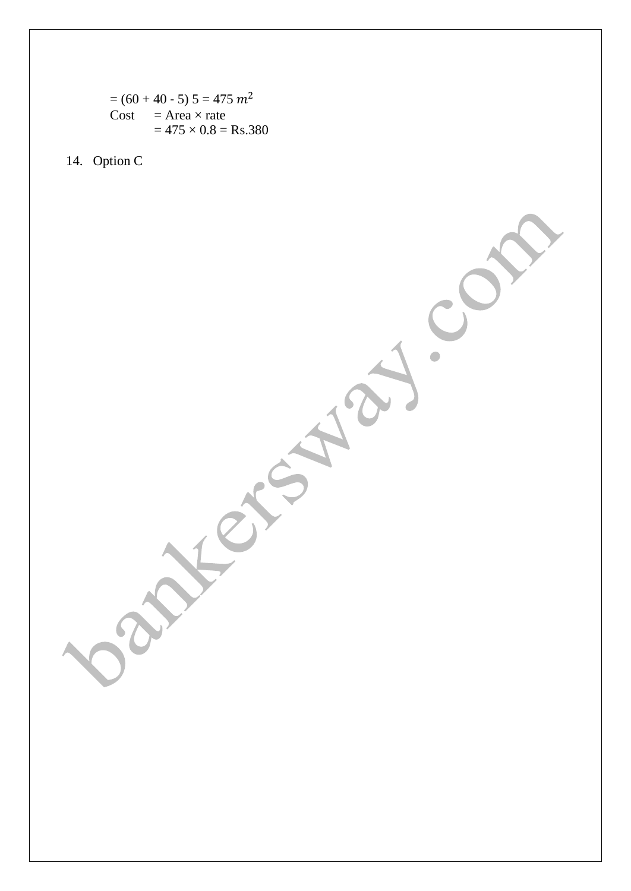= (60 + 40 - 5) 5 = 475 $m^2$

Cost = Area × rate

= 475 × 0.8 = Rs.380

14. Option C